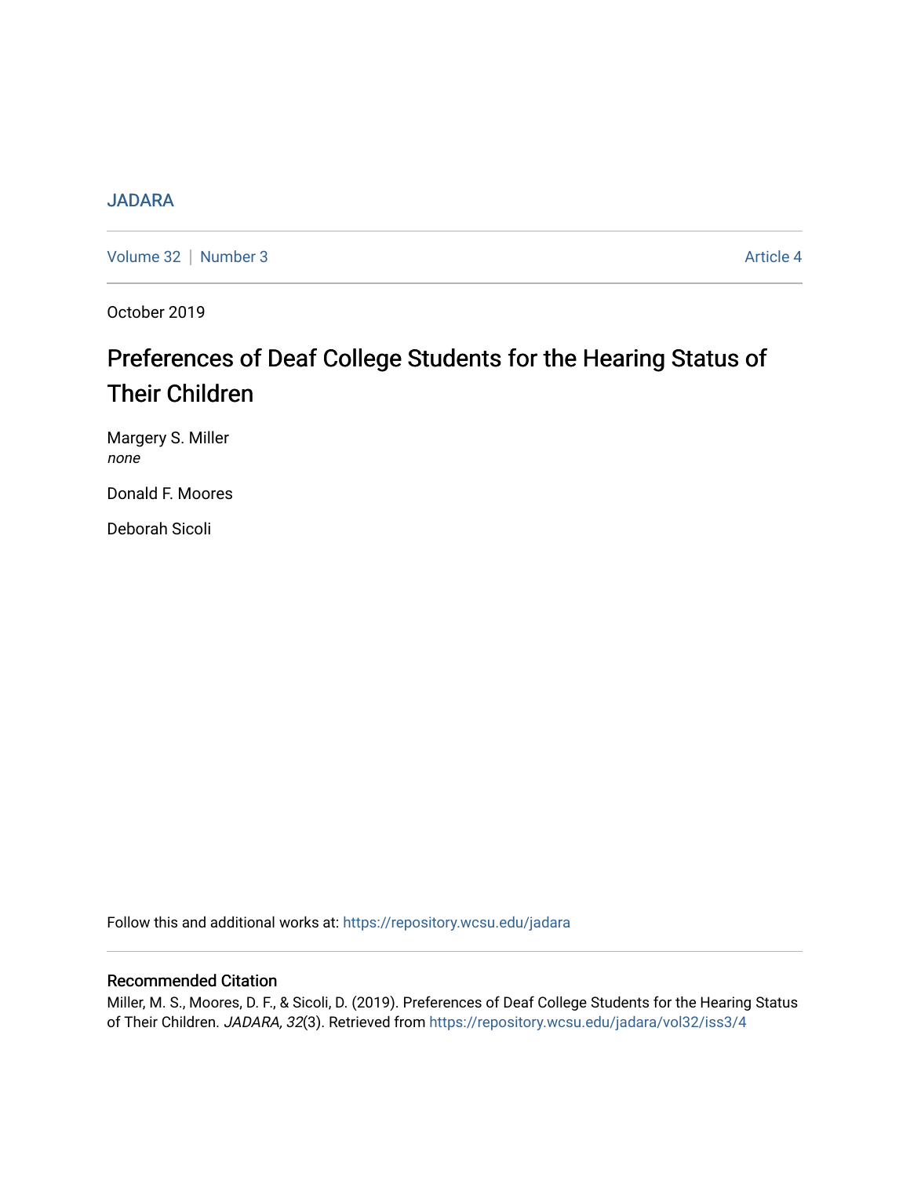JADARA

Volume 32 | Number 3 Article 4

October 2019

# Preferences of Deaf College Students for the Hearing Status of Their Children

Margery S. Miller
*none*

Donald F. Moores

Deborah Sicoli

Follow this and additional works at: https://repository.wcsu.edu/jadara

## Recommended Citation

Miller, M. S., Moores, D. F., & Sicoli, D. (2019). Preferences of Deaf College Students for the Hearing Status of Their Children. *JADARA, 32*(3). Retrieved from https://repository.wcsu.edu/jadara/vol32/iss3/4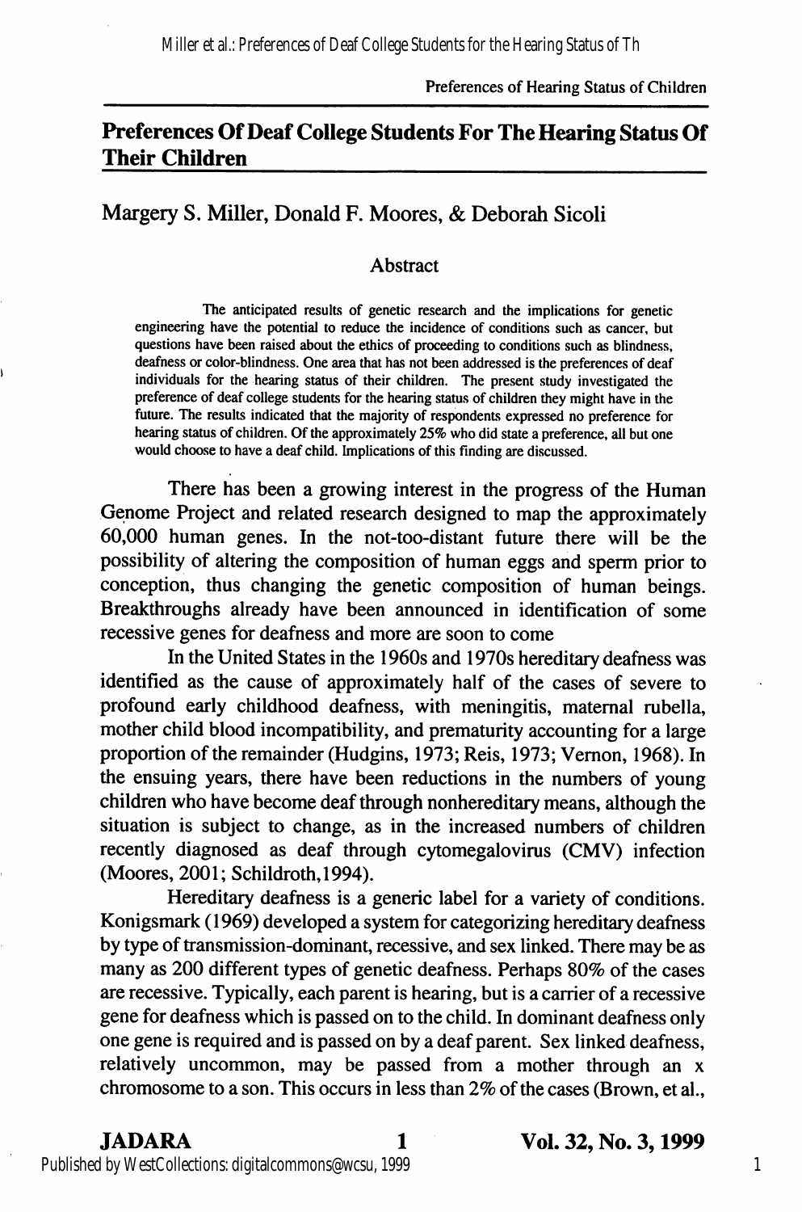# Preferences Of Deaf College Students For The Hearing Status Of Their Children

## Margery S. Miller, Donald F. Moores, & Deborah Sicoli

### Abstract

The anticipated results of genetic research and the implications for genetic engineering have the potential to reduce the incidence of conditions such as cancer, but questions have been raised about the ethics of proceeding to conditions such as blindness, deafness or color-blindness. One area that has not been addressed is the preferences of deaf individuals for the hearing status of their children. The present study investigated the preference of deaf college students for the hearing status of children they might have in the future. The results indicated that the majority of respondents expressed no preference for hearing status of children. Of the approximately 25% who did state a preference, all but one would choose to have a deaf child. Implications of this finding are discussed.

There has been a growing interest in the progress of the Human Genome Project and related research designed to map the approximately 60,000 human genes. In the not-too-distant future there will be the possibility of altering the composition of human eggs and sperm prior to conception, thus changing the genetic composition of human beings. Breakthroughs already have been announced in identification of some recessive genes for deafness and more are soon to come

In the United States in the 1960s and 1970s hereditary deafness was identified as the cause of approximately half of the cases of severe to profound early childhood deafness, with meningitis, maternal rubella, mother child blood incompatibility, and prematurity accounting for a large proportion of the remainder (Hudgins, 1973; Reis, 1973; Vernon, 1968). In the ensuing years, there have been reductions in the numbers of young children who have become deaf through nonhereditary means, although the situation is subject to change, as in the increased numbers of children recently diagnosed as deaf through cytomegalovirus (CMV) infection (Moores, 2001; Schildroth,1994).

Hereditary deafness is a generic label for a variety of conditions. Konigsmark (1969) developed a system for categorizing hereditary deafness by type of transmission-dominant, recessive, and sex linked. There may be as many as 200 different types of genetic deafness. Perhaps 80% of the cases are recessive. Typically, each parent is hearing, but is a carrier of a recessive gene for deafness which is passed on to the child. In dominant deafness only one gene is required and is passed on by a deaf parent. Sex linked deafness, relatively uncommon, may be passed from a mother through an x chromosome to a son. This occurs in less than 2% of the cases (Brown, et al.,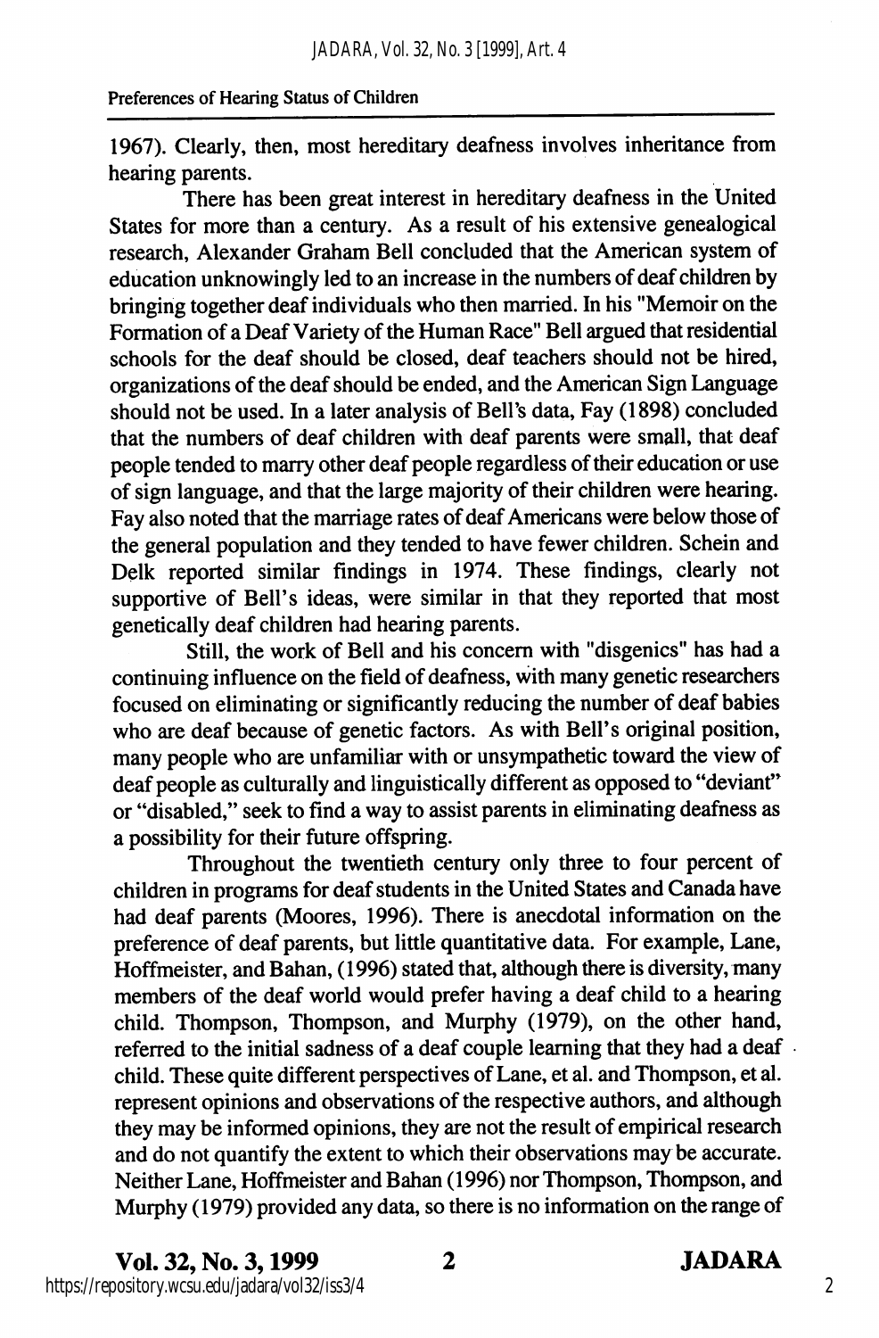1967). Clearly, then, most hereditary deafness involves inheritance from hearing parents.

There has been great interest in hereditary deafness in the United States for more than a century. As a result of his extensive genealogical research, Alexander Graham Bell concluded that the American system of education unknowingly led to an increase in the numbers of deaf children by bringing together deaf individuals who then married. In his "Memoir on the Formation of a Deaf Variety of the Human Race" Bell argued that residential schools for the deaf should be closed, deaf teachers should not be hired, organizations of the deaf should be ended, and the American Sign Language should not be used. In a later analysis of Bell's data, Fay (1898) concluded that the numbers of deaf children with deaf parents were small, that deaf people tended to marry other deaf people regardless of their education or use of sign language, and that the large majority of their children were hearing. Fay also noted that the marriage rates of deaf Americans were below those of the general population and they tended to have fewer children. Schein and Delk reported similar findings in 1974. These findings, clearly not supportive of Bell's ideas, were similar in that they reported that most genetically deaf children had hearing parents.

Still, the work of Bell and his concern with "disgenics" has had a continuing influence on the field of deafness, with many genetic researchers focused on eliminating or significantly reducing the number of deaf babies who are deaf because of genetic factors. As with Bell's original position, many people who are unfamiliar with or unsympathetic toward the view of deaf people as culturally and linguistically different as opposed to "deviant" or "disabled," seek to find a way to assist parents in eliminating deafness as a possibility for their future offspring.

Throughout the twentieth century only three to four percent of children in programs for deaf students in the United States and Canada have had deaf parents (Moores, 1996). There is anecdotal information on the preference of deaf parents, but little quantitative data. For example, Lane, Hoffmeister, and Bahan, (1996) stated that, although there is diversity, many members of the deaf world would prefer having a deaf child to a hearing child. Thompson, Thompson, and Murphy (1979), on the other hand, referred to the initial sadness of a deaf couple learning that they had a deaf child. These quite different perspectives of Lane, et al. and Thompson, et al. represent opinions and observations of the respective authors, and although they may be informed opinions, they are not the result of empirical research and do not quantify the extent to which their observations may be accurate. Neither Lane, Hoffmeister and Bahan (1996) nor Thompson, Thompson, and Murphy (1979) provided any data, so there is no information on the range of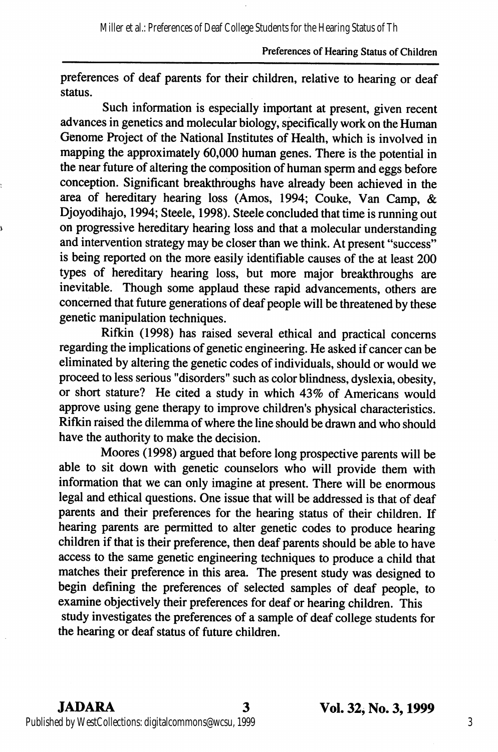preferences of deaf parents for their children, relative to hearing or deaf status.

Such information is especially important at present, given recent advances in genetics and molecular biology, specifically work on the Human Genome Project of the National Institutes of Health, which is involved in mapping the approximately 60,000 human genes. There is the potential in the near future of altering the composition of human sperm and eggs before conception. Significant breakthroughs have already been achieved in the area of hereditary hearing loss (Amos, 1994; Couke, Van Camp, & Djoyodihajo, 1994; Steele, 1998). Steele concluded that time is running out on progressive hereditary hearing loss and that a molecular understanding and intervention strategy may be closer than we think. At present "success" is being reported on the more easily identifiable causes of the at least 200 types of hereditary hearing loss, but more major breakthroughs are inevitable. Though some applaud these rapid advancements, others are concerned that future generations of deaf people will be threatened by these genetic manipulation techniques.

Rifkin (1998) has raised several ethical and practical concerns regarding the implications of genetic engineering. He asked if cancer can be eliminated by altering the genetic codes of individuals, should or would we proceed to less serious "disorders" such as color blindness, dyslexia, obesity, or short stature? He cited a study in which 43% of Americans would approve using gene therapy to improve children's physical characteristics. Rifkin raised the dilemma of where the line should be drawn and who should have the authority to make the decision.

Moores (1998) argued that before long prospective parents will be able to sit down with genetic counselors who will provide them with information that we can only imagine at present. There will be enormous legal and ethical questions. One issue that will be addressed is that of deaf parents and their preferences for the hearing status of their children. If hearing parents are permitted to alter genetic codes to produce hearing children if that is their preference, then deaf parents should be able to have access to the same genetic engineering techniques to produce a child that matches their preference in this area. The present study was designed to begin defining the preferences of selected samples of deaf people, to examine objectively their preferences for deaf or hearing children. This study investigates the preferences of a sample of deaf college students for the hearing or deaf status of future children.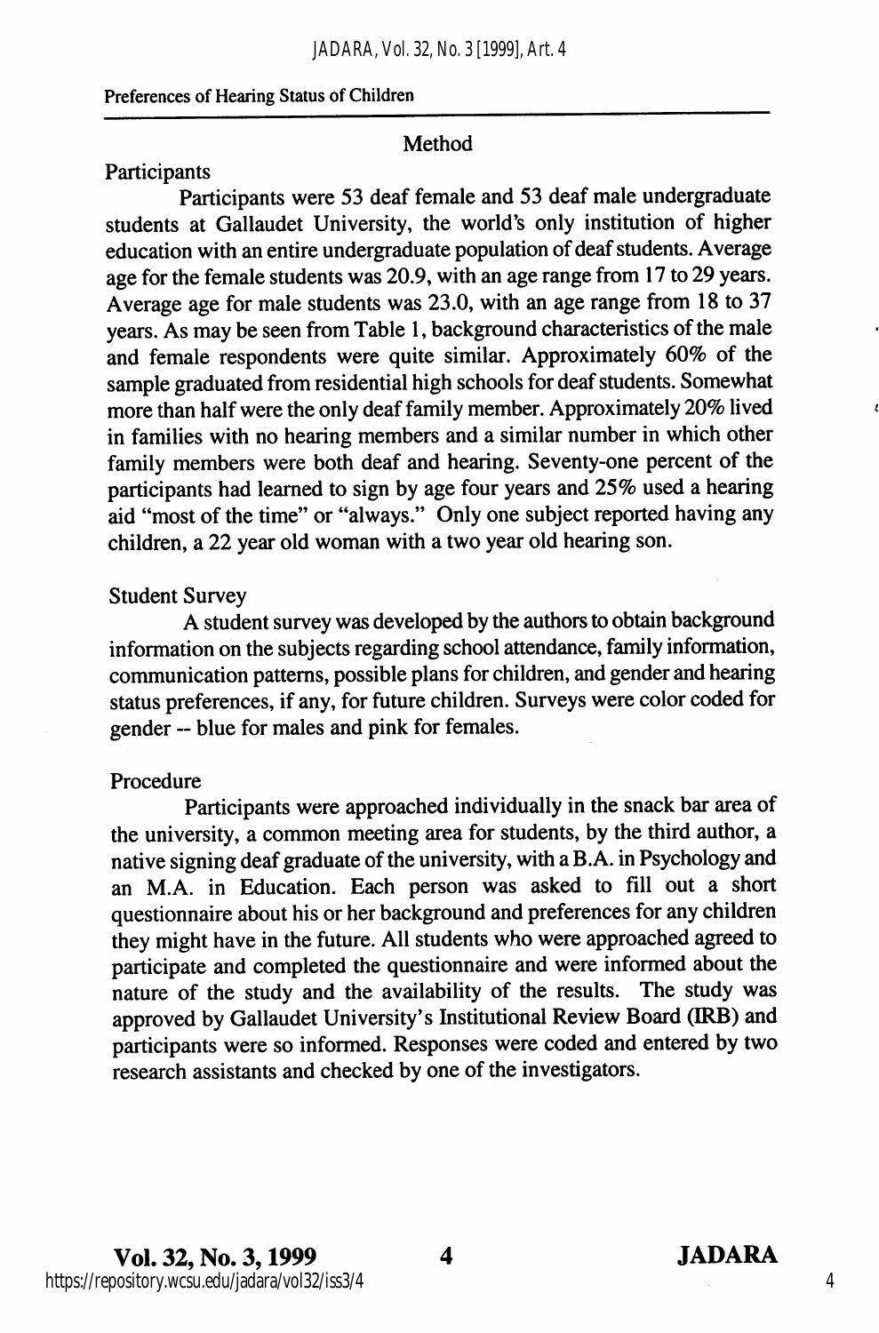## Method

### Participants

Participants were 53 deaf female and 53 deaf male undergraduate students at Gallaudet University, the world's only institution of higher education with an entire undergraduate population of deaf students. Average age for the female students was 20.9, with an age range from 17 to 29 years. Average age for male students was 23.0, with an age range from 18 to 37 years. As may be seen from Table 1, background characteristics of the male and female respondents were quite similar. Approximately 60% of the sample graduated from residential high schools for deaf students. Somewhat more than half were the only deaf family member. Approximately 20% lived in families with no hearing members and a similar number in which other family members were both deaf and hearing. Seventy-one percent of the participants had learned to sign by age four years and 25% used a hearing aid "most of the time" or "always." Only one subject reported having any children, a 22 year old woman with a two year old hearing son.

### Student Survey

A student survey was developed by the authors to obtain background information on the subjects regarding school attendance, family information, communication patterns, possible plans for children, and gender and hearing status preferences, if any, for future children. Surveys were color coded for gender -- blue for males and pink for females.

### Procedure

Participants were approached individually in the snack bar area of the university, a common meeting area for students, by the third author, a native signing deaf graduate of the university, with a B.A. in Psychology and an M.A. in Education. Each person was asked to fill out a short questionnaire about his or her background and preferences for any children they might have in the future. All students who were approached agreed to participate and completed the questionnaire and were informed about the nature of the study and the availability of the results. The study was approved by Gallaudet University's Institutional Review Board (IRB) and participants were so informed. Responses were coded and entered by two research assistants and checked by one of the investigators.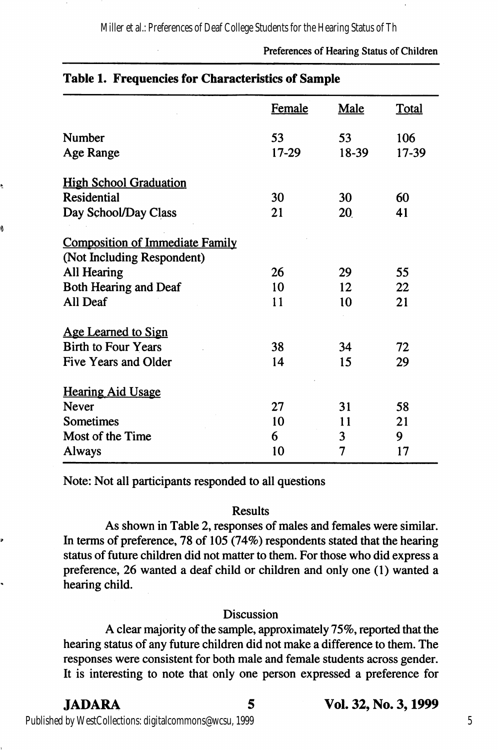**Table 1. Frequencies for Characteristics of Sample**

| | Female | Male | Total |
|---|---|---|---|
| Number | 53 | 53 | 106 |
| Age Range | 17-29 | 18-39 | 17-39 |
| High School Graduation | | | |
| Residential | 30 | 30 | 60 |
| Day School/Day Class | 21 | 20 | 41 |
| Composition of Immediate Family (Not Including Respondent) | | | |
| All Hearing | 26 | 29 | 55 |
| Both Hearing and Deaf | 10 | 12 | 22 |
| All Deaf | 11 | 10 | 21 |
| Age Learned to Sign | | | |
| Birth to Four Years | 38 | 34 | 72 |
| Five Years and Older | 14 | 15 | 29 |
| Hearing Aid Usage | | | |
| Never | 27 | 31 | 58 |
| Sometimes | 10 | 11 | 21 |
| Most of the Time | 6 | 3 | 9 |
| Always | 10 | 7 | 17 |

Note: Not all participants responded to all questions

## Results

As shown in Table 2, responses of males and females were similar. In terms of preference, 78 of 105 (74%) respondents stated that the hearing status of future children did not matter to them. For those who did express a preference, 26 wanted a deaf child or children and only one (1) wanted a hearing child.

## Discussion

A clear majority of the sample, approximately 75%, reported that the hearing status of any future children did not make a difference to them. The responses were consistent for both male and female students across gender. It is interesting to note that only one person expressed a preference for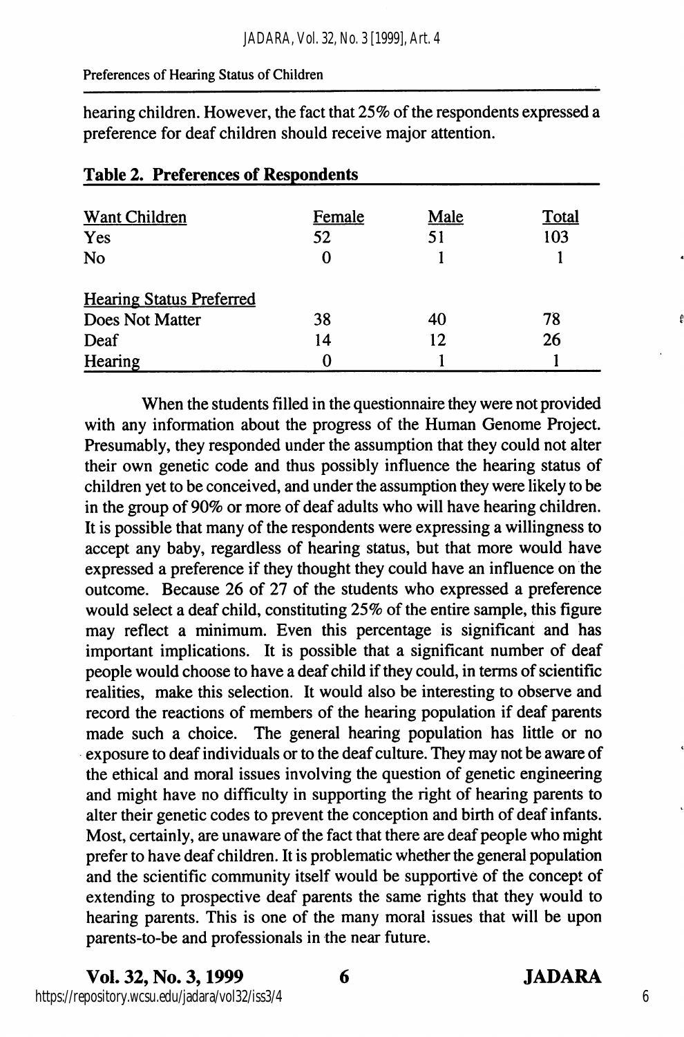hearing children. However, the fact that 25% of the respondents expressed a preference for deaf children should receive major attention.

**Table 2. Preferences of Respondents**

| Want Children | Female | Male | Total |
|---|---|---|---|
| Yes | 52 | 51 | 103 |
| No | 0 | 1 | 1 |
| **Hearing Status Preferred** | | | |
| Does Not Matter | 38 | 40 | 78 |
| Deaf | 14 | 12 | 26 |
| Hearing | 0 | 1 | 1 |

When the students filled in the questionnaire they were not provided with any information about the progress of the Human Genome Project. Presumably, they responded under the assumption that they could not alter their own genetic code and thus possibly influence the hearing status of children yet to be conceived, and under the assumption they were likely to be in the group of 90% or more of deaf adults who will have hearing children. It is possible that many of the respondents were expressing a willingness to accept any baby, regardless of hearing status, but that more would have expressed a preference if they thought they could have an influence on the outcome. Because 26 of 27 of the students who expressed a preference would select a deaf child, constituting 25% of the entire sample, this figure may reflect a minimum. Even this percentage is significant and has important implications. It is possible that a significant number of deaf people would choose to have a deaf child if they could, in terms of scientific realities, make this selection. It would also be interesting to observe and record the reactions of members of the hearing population if deaf parents made such a choice. The general hearing population has little or no exposure to deaf individuals or to the deaf culture. They may not be aware of the ethical and moral issues involving the question of genetic engineering and might have no difficulty in supporting the right of hearing parents to alter their genetic codes to prevent the conception and birth of deaf infants. Most, certainly, are unaware of the fact that there are deaf people who might prefer to have deaf children. It is problematic whether the general population and the scientific community itself would be supportive of the concept of extending to prospective deaf parents the same rights that they would to hearing parents. This is one of the many moral issues that will be upon parents-to-be and professionals in the near future.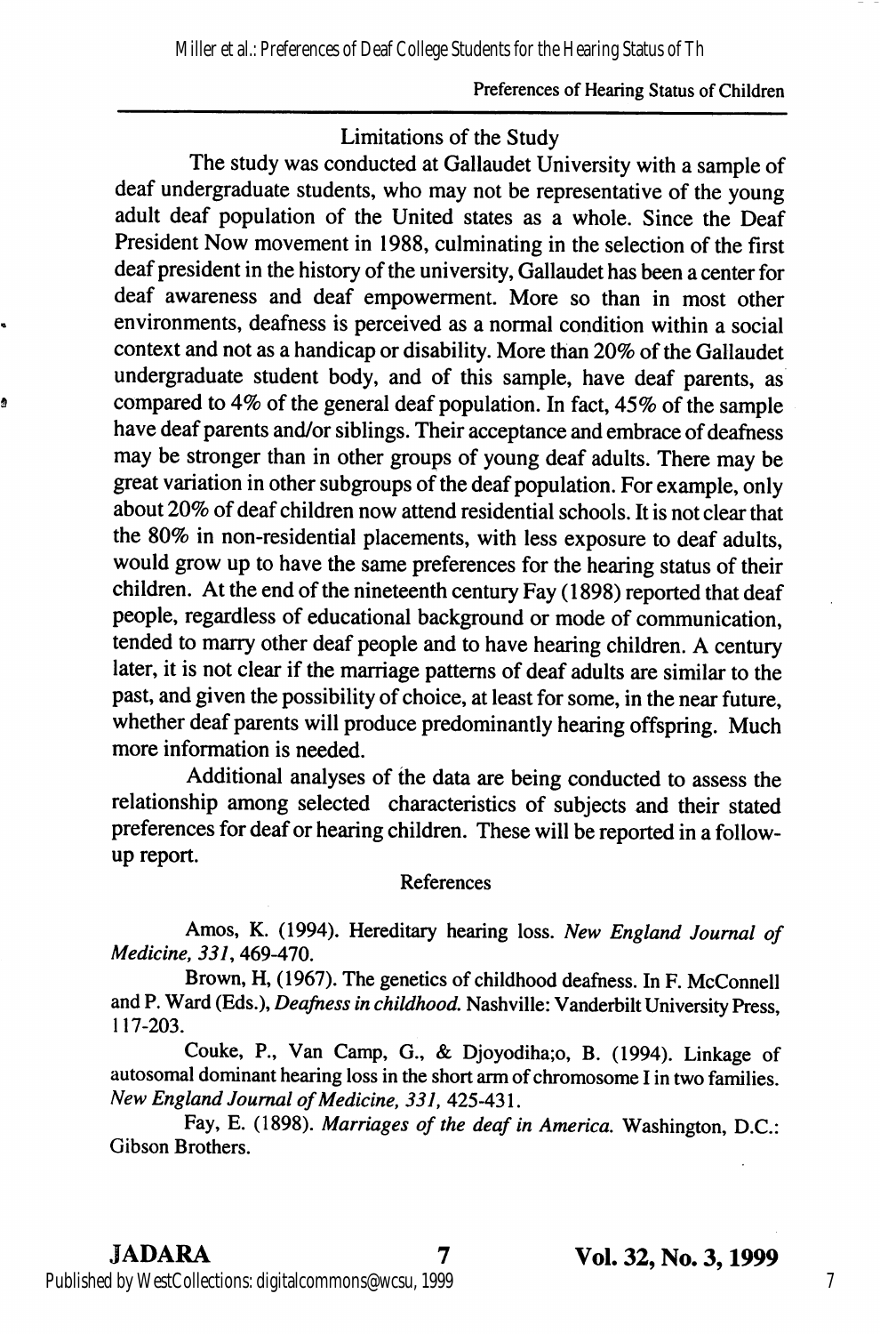## Limitations of the Study

The study was conducted at Gallaudet University with a sample of deaf undergraduate students, who may not be representative of the young adult deaf population of the United states as a whole. Since the Deaf President Now movement in 1988, culminating in the selection of the first deaf president in the history of the university, Gallaudet has been a center for deaf awareness and deaf empowerment. More so than in most other environments, deafness is perceived as a normal condition within a social context and not as a handicap or disability. More than 20% of the Gallaudet undergraduate student body, and of this sample, have deaf parents, as compared to 4% of the general deaf population. In fact, 45% of the sample have deaf parents and/or siblings. Their acceptance and embrace of deafness may be stronger than in other groups of young deaf adults. There may be great variation in other subgroups of the deaf population. For example, only about 20% of deaf children now attend residential schools. It is not clear that the 80% in non-residential placements, with less exposure to deaf adults, would grow up to have the same preferences for the hearing status of their children. At the end of the nineteenth century Fay (1898) reported that deaf people, regardless of educational background or mode of communication, tended to marry other deaf people and to have hearing children. A century later, it is not clear if the marriage patterns of deaf adults are similar to the past, and given the possibility of choice, at least for some, in the near future, whether deaf parents will produce predominantly hearing offspring. Much more information is needed.

Additional analyses of the data are being conducted to assess the relationship among selected characteristics of subjects and their stated preferences for deaf or hearing children. These will be reported in a follow-up report.

## References

Amos, K. (1994). Hereditary hearing loss. *New England Journal of Medicine, 331*, 469-470.

Brown, H, (1967). The genetics of childhood deafness. In F. McConnell and P. Ward (Eds.), *Deafness in childhood.* Nashville: Vanderbilt University Press, 117-203.

Couke, P., Van Camp, G., & Djoyodiha;o, B. (1994). Linkage of autosomal dominant hearing loss in the short arm of chromosome I in two families. *New England Journal of Medicine, 331*, 425-431.

Fay, E. (1898). *Marriages of the deaf in America.* Washington, D.C.: Gibson Brothers.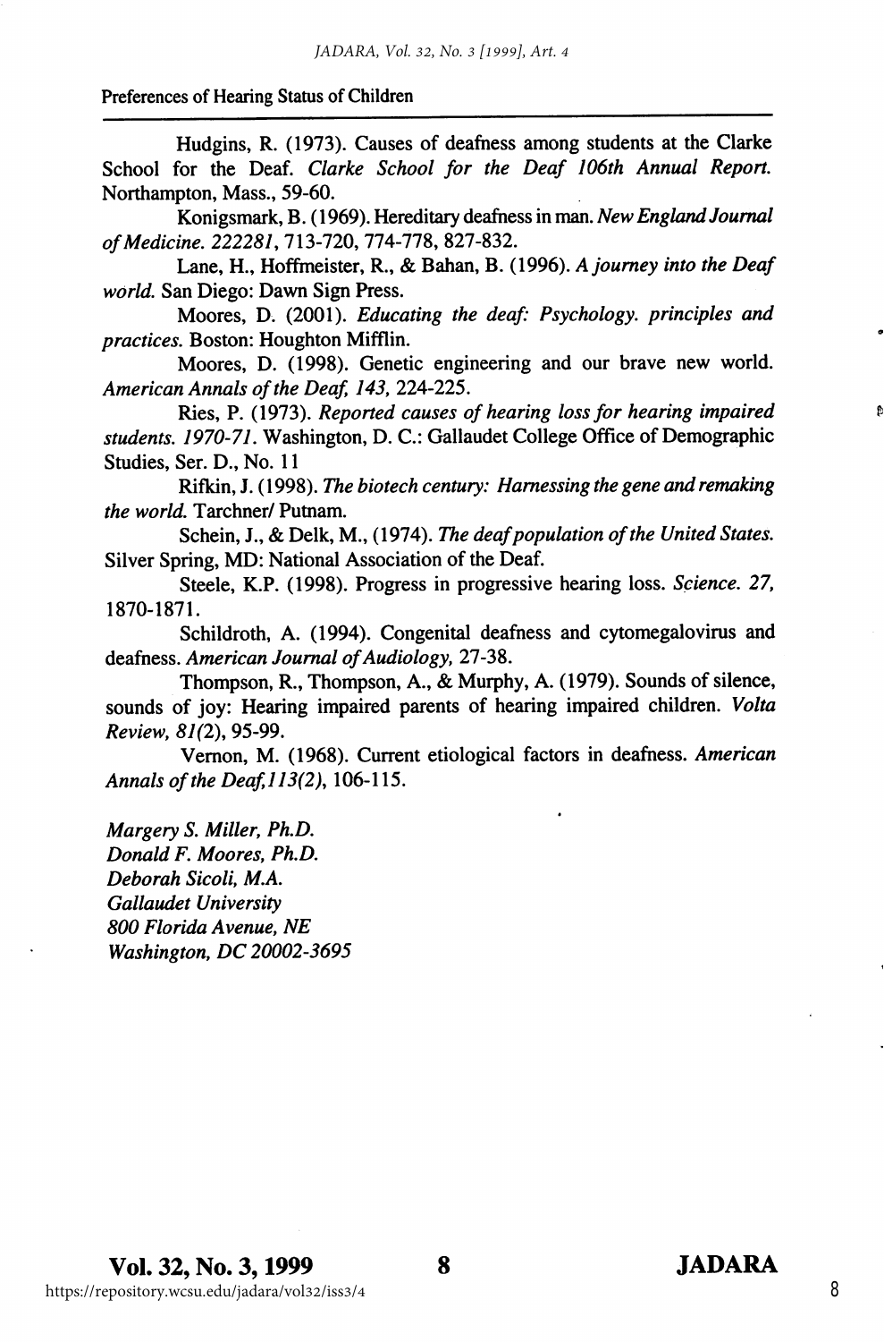Hudgins, R. (1973). Causes of deafness among students at the Clarke School for the Deaf. *Clarke School for the Deaf 106th Annual Report.* Northampton, Mass., 59-60.

Konigsmark, B. (1969). Hereditary deafness in man. *New England Journal of Medicine. 222281*, 713-720, 774-778, 827-832.

Lane, H., Hoffmeister, R., & Bahan, B. (1996). *A journey into the Deaf world.* San Diego: Dawn Sign Press.

Moores, D. (2001). *Educating the deaf: Psychology. principles and practices.* Boston: Houghton Mifflin.

Moores, D. (1998). Genetic engineering and our brave new world. *American Annals of the Deaf, 143,* 224-225.

Ries, P. (1973). *Reported causes of hearing loss for hearing impaired students. 1970-71.* Washington, D. C.: Gallaudet College Office of Demographic Studies, Ser. D., No. 11

Rifkin, J. (1998). *The biotech century: Harnessing the gene and remaking the world.* Tarchner/ Putnam.

Schein, J., & Delk, M., (1974). *The deaf population of the United States.* Silver Spring, MD: National Association of the Deaf.

Steele, K.P. (1998). Progress in progressive hearing loss. *Science. 27,* 1870-1871.

Schildroth, A. (1994). Congenital deafness and cytomegalovirus and deafness. *American Journal of Audiology,* 27-38.

Thompson, R., Thompson, A., & Murphy, A. (1979). Sounds of silence, sounds of joy: Hearing impaired parents of hearing impaired children. *Volta Review, 81*(2), 95-99.

Vernon, M. (1968). Current etiological factors in deafness. *American Annals of the Deaf,113(2),* 106-115.

*Margery S. Miller, Ph.D.*
*Donald F. Moores, Ph.D.*
*Deborah Sicoli, M.A.*
*Gallaudet University*
*800 Florida Avenue, NE*
*Washington, DC 20002-3695*